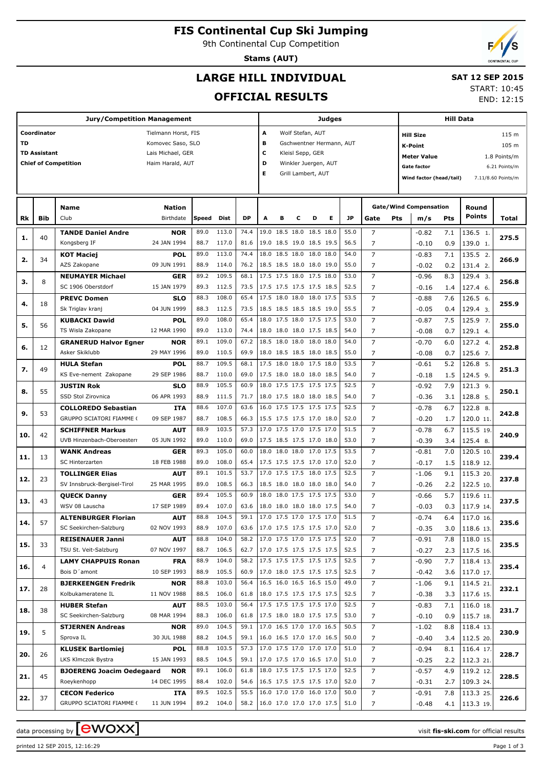# FIS Continental Cup Ski Jumping

9th Continental Cup Competition

**Stams (AUT)**

## LARGE HILL INDIVIDUAL

## OFFICIAL RESULTS

**SAT 12 SEP 2015**

START: 10:45
END: 12:15

| Jury/Competition Management | | Judges | | Hill Data | |
|---|---|---|---|---|---|
| Coordinator | Tielmann Horst, FIS | A | Wolf Stefan, AUT | Hill Size | 115 m |
| TD | Komovec Saso, SLO | B | Gschwentner Hermann, AUT | K-Point | 105 m |
| TD Assistant | Lais Michael, GER | C | Kleisl Sepp, GER | Meter Value | 1.8 Points/m |
| Chief of Competition | Haim Harald, AUT | D | Winkler Juergen, AUT | Gate factor | 6.21 Points/m |
| | | E | Grill Lambert, AUT | Wind factor (head/tail) | 7.11/8.60 Points/m |

| Rk | Bib | Name / Club | Nation / Birthdate | Speed | Dist | DP | A | B | C | D | E | JP | Gate | Pts | m/s | Pts | Round Points | Total |
|---|---|---|---|---|---|---|---|---|---|---|---|---|---|---|---|---|---|---|
| 1. | 40 | **TANDE Daniel Andre** | **NOR** | 89.0 | 113.0 | 74.4 | 19.0 | 18.5 | 18.0 | 18.5 | 18.0 | 55.0 | 7 | | -0.82 | 7.1 | 136.5 1. | 275.5 |
| | | Kongsberg IF | 24 JAN 1994 | 88.7 | 117.0 | 81.6 | 19.0 | 18.5 | 19.0 | 18.5 | 19.5 | 56.5 | 7 | | -0.10 | 0.9 | 139.0 1. | |
| 2. | 34 | **KOT Maciej** | **POL** | 89.0 | 113.0 | 74.4 | 18.0 | 18.5 | 18.0 | 18.0 | 18.0 | 54.0 | 7 | | -0.83 | 7.1 | 135.5 2. | 266.9 |
| | | AZS Zakopane | 09 JUN 1991 | 88.9 | 114.0 | 76.2 | 18.5 | 18.5 | 18.0 | 18.0 | 19.0 | 55.0 | 7 | | -0.02 | 0.2 | 131.4 2. | |
| 3. | 8 | **NEUMAYER Michael** | **GER** | 89.2 | 109.5 | 68.1 | 17.5 | 17.5 | 18.0 | 17.5 | 18.0 | 53.0 | 7 | | -0.96 | 8.3 | 129.4 3. | 256.8 |
| | | SC 1906 Oberstdorf | 15 JAN 1979 | 89.3 | 112.5 | 73.5 | 17.5 | 17.5 | 17.5 | 17.5 | 18.5 | 52.5 | 7 | | -0.16 | 1.4 | 127.4 6. | |
| 4. | 18 | **PREVC Domen** | **SLO** | 88.3 | 108.0 | 65.4 | 17.5 | 18.0 | 18.0 | 18.0 | 17.5 | 53.5 | 7 | | -0.88 | 7.6 | 126.5 6. | 255.9 |
| | | Sk Triglav kranj | 04 JUN 1999 | 88.3 | 112.5 | 73.5 | 18.5 | 18.5 | 18.5 | 18.5 | 19.0 | 55.5 | 7 | | -0.05 | 0.4 | 129.4 3. | |
| 5. | 56 | **KUBACKI Dawid** | **POL** | 89.0 | 108.0 | 65.4 | 18.0 | 17.5 | 18.0 | 17.5 | 17.5 | 53.0 | 7 | | -0.87 | 7.5 | 125.9 7. | 255.0 |
| | | TS Wisla Zakopane | 12 MAR 1990 | 89.0 | 113.0 | 74.4 | 18.0 | 18.0 | 18.0 | 17.5 | 18.5 | 54.0 | 7 | | -0.08 | 0.7 | 129.1 4. | |
| 6. | 12 | **GRANERUD Halvor Egner** | **NOR** | 89.1 | 109.0 | 67.2 | 18.5 | 18.0 | 18.0 | 18.0 | 18.0 | 54.0 | 7 | | -0.70 | 6.0 | 127.2 4. | 252.8 |
| | | Asker Skiklubb | 29 MAY 1996 | 89.0 | 110.5 | 69.9 | 18.0 | 18.5 | 18.5 | 18.0 | 18.5 | 55.0 | 7 | | -0.08 | 0.7 | 125.6 7. | |
| 7. | 49 | **HULA Stefan** | **POL** | 88.7 | 109.5 | 68.1 | 17.5 | 18.0 | 18.0 | 17.5 | 18.0 | 53.5 | 7 | | -0.61 | 5.2 | 126.8 5. | 251.3 |
| | | KS Eve-nement Zakopane | 29 SEP 1986 | 88.7 | 110.0 | 69.0 | 17.5 | 18.0 | 18.0 | 18.0 | 18.5 | 54.0 | 7 | | -0.18 | 1.5 | 124.5 9. | |
| 8. | 55 | **JUSTIN Rok** | **SLO** | 88.9 | 105.5 | 60.9 | 18.0 | 17.5 | 17.5 | 17.5 | 17.5 | 52.5 | 7 | | -0.92 | 7.9 | 121.3 9. | 250.1 |
| | | SSD Stol Zirovnica | 06 APR 1993 | 88.9 | 111.5 | 71.7 | 18.0 | 17.5 | 18.0 | 18.0 | 18.5 | 54.0 | 7 | | -0.36 | 3.1 | 128.8 5. | |
| 9. | 53 | **COLLOREDO Sebastian** | **ITA** | 88.6 | 107.0 | 63.6 | 16.0 | 17.5 | 17.5 | 17.5 | 17.5 | 52.5 | 7 | | -0.78 | 6.7 | 122.8 8. | 242.8 |
| | | GRUPPO SCIATORI FIAMME ( | 09 SEP 1987 | 88.7 | 108.5 | 66.3 | 15.5 | 17.5 | 17.5 | 17.0 | 18.0 | 52.0 | 7 | | -0.20 | 1.7 | 120.0 11. | |
| 10. | 42 | **SCHIFFNER Markus** | **AUT** | 88.9 | 103.5 | 57.3 | 17.0 | 17.5 | 17.0 | 17.5 | 17.0 | 51.5 | 7 | | -0.78 | 6.7 | 115.5 19. | 240.9 |
| | | UVB Hinzenbach-Oberoesterr | 05 JUN 1992 | 89.0 | 110.0 | 69.0 | 17.5 | 18.5 | 17.5 | 17.0 | 18.0 | 53.0 | 7 | | -0.39 | 3.4 | 125.4 8. | |
| 11. | 13 | **WANK Andreas** | **GER** | 89.3 | 105.0 | 60.0 | 18.0 | 18.0 | 18.0 | 17.0 | 17.5 | 53.5 | 7 | | -0.81 | 7.0 | 120.5 10. | 239.4 |
| | | SC Hinterzarten | 18 FEB 1988 | 89.0 | 108.0 | 65.4 | 17.5 | 17.5 | 17.5 | 17.0 | 17.0 | 52.0 | 7 | | -0.17 | 1.5 | 118.9 12. | |
| 12. | 23 | **TOLLINGER Elias** | **AUT** | 89.1 | 101.5 | 53.7 | 17.0 | 17.5 | 17.5 | 18.0 | 17.5 | 52.5 | 7 | | -1.06 | 9.1 | 115.3 20. | 237.8 |
| | | SV Innsbruck-Bergisel-Tirol | 25 MAR 1995 | 89.0 | 108.5 | 66.3 | 18.5 | 18.0 | 18.0 | 18.0 | 18.0 | 54.0 | 7 | | -0.26 | 2.2 | 122.5 10. | |
| 13. | 43 | **QUECK Danny** | **GER** | 89.4 | 105.5 | 60.9 | 18.0 | 18.0 | 17.5 | 17.5 | 17.5 | 53.0 | 7 | | -0.66 | 5.7 | 119.6 11. | 237.5 |
| | | WSV 08 Lauscha | 17 SEP 1989 | 89.4 | 107.0 | 63.6 | 18.0 | 18.0 | 18.0 | 18.0 | 17.5 | 54.0 | 7 | | -0.03 | 0.3 | 117.9 14. | |
| 14. | 57 | **ALTENBURGER Florian** | **AUT** | 88.8 | 104.5 | 59.1 | 17.0 | 17.5 | 17.0 | 17.5 | 17.0 | 51.5 | 7 | | -0.74 | 6.4 | 117.0 16. | 235.6 |
| | | SC Seekirchen-Salzburg | 02 NOV 1993 | 88.9 | 107.0 | 63.6 | 17.0 | 17.5 | 17.5 | 17.5 | 17.0 | 52.0 | 7 | | -0.35 | 3.0 | 118.6 13. | |
| 15. | 33 | **REISENAUER Janni** | **AUT** | 88.8 | 104.0 | 58.2 | 17.0 | 17.5 | 17.0 | 17.5 | 17.5 | 52.0 | 7 | | -0.91 | 7.8 | 118.0 15. | 235.5 |
| | | TSU St. Veit-Salzburg | 07 NOV 1997 | 88.7 | 106.5 | 62.7 | 17.0 | 17.5 | 17.5 | 17.5 | 17.5 | 52.5 | 7 | | -0.27 | 2.3 | 117.5 16. | |
| 16. | 4 | **LAMY CHAPPUIS Ronan** | **FRA** | 88.9 | 104.0 | 58.2 | 17.5 | 17.5 | 17.5 | 17.5 | 17.5 | 52.5 | 7 | | -0.90 | 7.7 | 118.4 13. | 235.4 |
| | | Bois D´amont | 10 SEP 1993 | 88.9 | 105.5 | 60.9 | 17.0 | 18.0 | 17.5 | 17.5 | 17.5 | 52.5 | 7 | | -0.42 | 3.6 | 117.0 17. | |
| 17. | 28 | **BJERKEENGEN Fredrik** | **NOR** | 88.8 | 103.0 | 56.4 | 16.5 | 16.0 | 16.5 | 16.5 | 15.0 | 49.0 | 7 | | -1.06 | 9.1 | 114.5 21. | 232.1 |
| | | Kolbukameratene IL | 11 NOV 1988 | 88.5 | 106.0 | 61.8 | 18.0 | 17.5 | 17.5 | 17.5 | 17.5 | 52.5 | 7 | | -0.38 | 3.3 | 117.6 15. | |
| 18. | 38 | **HUBER Stefan** | **AUT** | 88.5 | 103.0 | 56.4 | 17.5 | 17.5 | 17.5 | 17.5 | 17.0 | 52.5 | 7 | | -0.83 | 7.1 | 116.0 18. | 231.7 |
| | | SC Seekirchen-Salzburg | 08 MAR 1994 | 88.3 | 106.0 | 61.8 | 17.5 | 18.0 | 18.0 | 17.5 | 17.5 | 53.0 | 7 | | -0.10 | 0.9 | 115.7 18. | |
| 19. | 5 | **STJERNEN Andreas** | **NOR** | 89.0 | 104.5 | 59.1 | 17.0 | 16.5 | 17.0 | 17.0 | 16.5 | 50.5 | 7 | | -1.02 | 8.8 | 118.4 13. | 230.9 |
| | | Sprova IL | 30 JUL 1988 | 88.2 | 104.5 | 59.1 | 16.0 | 16.5 | 17.0 | 17.0 | 16.5 | 50.0 | 7 | | -0.40 | 3.4 | 112.5 20. | |
| 20. | 26 | **KLUSEK Bartlomiej** | **POL** | 88.8 | 103.5 | 57.3 | 17.0 | 17.5 | 17.0 | 17.0 | 17.0 | 51.0 | 7 | | -0.94 | 8.1 | 116.4 17. | 228.7 |
| | | LKS Klmczok Bystra | 15 JAN 1993 | 88.5 | 104.5 | 59.1 | 17.0 | 17.5 | 17.0 | 16.5 | 17.0 | 51.0 | 7 | | -0.25 | 2.2 | 112.3 21. | |
| 21. | 45 | **BJOERENG Joacim Oedegaard** | **NOR** | 89.1 | 106.0 | 61.8 | 18.0 | 17.5 | 17.5 | 17.5 | 17.0 | 52.5 | 7 | | -0.57 | 4.9 | 119.2 12. | 228.5 |
| | | Roeykenhopp | 14 DEC 1995 | 88.4 | 102.0 | 54.6 | 16.5 | 17.5 | 17.5 | 17.5 | 17.0 | 52.0 | 7 | | -0.31 | 2.7 | 109.3 24. | |
| 22. | 37 | **CECON Federico** | **ITA** | 89.5 | 102.5 | 55.5 | 16.0 | 17.0 | 17.0 | 16.0 | 17.0 | 50.0 | 7 | | -0.91 | 7.8 | 113.3 25. | 226.6 |
| | | GRUPPO SCIATORI FIAMME ( | 11 JUN 1994 | 89.2 | 104.0 | 58.2 | 16.0 | 17.0 | 17.0 | 17.0 | 17.5 | 51.0 | 7 | | -0.48 | 4.1 | 113.3 19. | |

data processing by ewoxx — visit **fis-ski.com** for official results

printed 12 SEP 2015, 12:16:29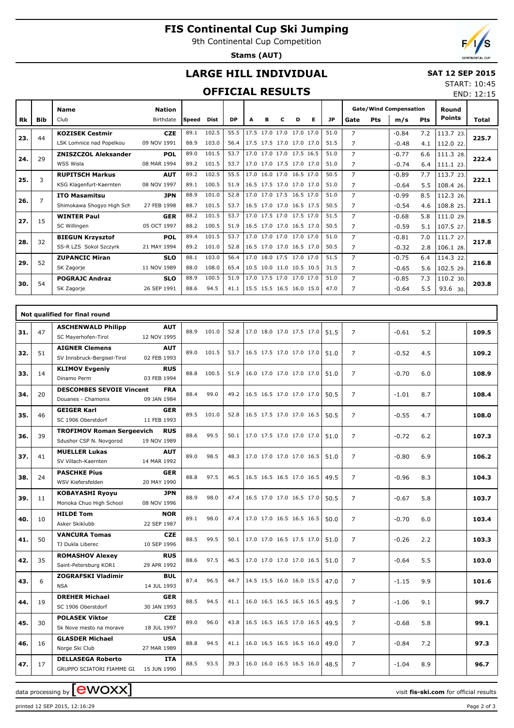# FIS Continental Cup Ski Jumping

9th Continental Cup Competition

**Stams (AUT)**

## LARGE HILL INDIVIDUAL

**SAT 12 SEP 2015**

START: 10:45
END: 12:15

## OFFICIAL RESULTS

| Rk | Bib | Name / Club | Nation / Birthdate | Speed | Dist | DP | A | B | C | D | E | JP | Gate | Pts | m/s | Pts | Round Points | Total |
|---|---|---|---|---|---|---|---|---|---|---|---|---|---|---|---|---|---|---|
| 23. | 44 | KOZISEK Cestmir | CZE | 89.1 | 102.5 | 55.5 | 17.5 | 17.0 | 17.0 | 17.0 | 17.0 | 51.0 | 7 | | -0.84 | 7.2 | 113.7 23. | 225.7 |
| | | LSK Lomnice nad Popelkou | 09 NOV 1991 | 88.9 | 103.0 | 56.4 | 17.5 | 17.5 | 17.0 | 17.0 | 17.0 | 51.5 | 7 | | -0.48 | 4.1 | 112.0 22. | |
| 24. | 29 | ZNISZCZOL Aleksander | POL | 89.0 | 101.5 | 53.7 | 17.0 | 17.0 | 17.0 | 17.5 | 16.5 | 51.0 | 7 | | -0.77 | 6.6 | 111.3 28. | 222.4 |
| | | WSS Wisla | 08 MAR 1994 | 89.2 | 101.5 | 53.7 | 17.0 | 17.0 | 17.5 | 17.0 | 17.0 | 51.0 | 7 | | -0.74 | 6.4 | 111.1 23. | |
| 25. | 3 | RUPITSCH Markus | AUT | 89.2 | 102.5 | 55.5 | 17.0 | 16.0 | 17.0 | 16.5 | 17.0 | 50.5 | 7 | | -0.89 | 7.7 | 113.7 23. | 222.1 |
| | | KSG Klagenfurt-Kaernten | 08 NOV 1997 | 89.1 | 100.5 | 51.9 | 16.5 | 17.5 | 17.0 | 17.0 | 17.0 | 51.0 | 7 | | -0.64 | 5.5 | 108.4 26. | |
| 26. | 7 | ITO Masamitsu | JPN | 88.9 | 101.0 | 52.8 | 17.0 | 17.0 | 17.5 | 16.5 | 17.0 | 51.0 | 7 | | -0.99 | 8.5 | 112.3 26. | 221.1 |
| | | Shimokawa Shogyo High Sch | 27 FEB 1998 | 88.7 | 101.5 | 53.7 | 16.5 | 17.0 | 17.0 | 16.5 | 17.5 | 50.5 | 7 | | -0.54 | 4.6 | 108.8 25. | |
| 27. | 15 | WINTER Paul | GER | 88.2 | 101.5 | 53.7 | 17.0 | 17.5 | 17.0 | 17.5 | 17.0 | 51.5 | 7 | | -0.68 | 5.8 | 111.0 29. | 218.5 |
| | | SC Willingen | 05 OCT 1997 | 88.2 | 100.5 | 51.9 | 16.5 | 17.0 | 17.0 | 16.5 | 17.0 | 50.5 | 7 | | -0.59 | 5.1 | 107.5 27. | |
| 28. | 32 | BIEGUN Krzysztof | POL | 89.4 | 101.5 | 53.7 | 17.0 | 17.0 | 17.0 | 17.0 | 17.0 | 51.0 | 7 | | -0.81 | 7.0 | 111.7 27. | 217.8 |
| | | SS-R LZS Sokol Szczyrk | 21 MAY 1994 | 89.2 | 101.0 | 52.8 | 16.5 | 17.0 | 17.0 | 16.5 | 17.0 | 50.5 | 7 | | -0.32 | 2.8 | 106.1 28. | |
| 29. | 52 | ZUPANCIC Miran | SLO | 88.1 | 103.0 | 56.4 | 17.0 | 18.0 | 17.5 | 17.0 | 17.0 | 51.5 | 7 | | -0.75 | 6.4 | 114.3 22. | 216.8 |
| | | SK Zagorje | 11 NOV 1989 | 88.0 | 108.0 | 65.4 | 10.5 | 10.0 | 11.0 | 10.5 | 10.5 | 31.5 | 7 | | -0.65 | 5.6 | 102.5 29. | |
| 30. | 54 | POGRAJC Andraz | SLO | 88.9 | 100.5 | 51.9 | 17.0 | 17.5 | 17.0 | 17.0 | 17.0 | 51.0 | 7 | | -0.85 | 7.3 | 110.2 30. | 203.8 |
| | | SK Zagorje | 26 SEP 1991 | 88.6 | 94.5 | 41.1 | 15.5 | 15.5 | 16.5 | 16.0 | 15.0 | 47.0 | 7 | | -0.64 | 5.5 | 93.6 30. | |

### Not qualified for final round

| Rk | Bib | Name / Club | Nation / Birthdate | Speed | Dist | DP | A | B | C | D | E | JP | Gate | Pts | m/s | Pts | Round Points | Total |
|---|---|---|---|---|---|---|---|---|---|---|---|---|---|---|---|---|---|---|
| 31. | 47 | ASCHENWALD Philipp / SC Mayerhofen-Tirol | AUT / 12 NOV 1995 | 88.9 | 101.0 | 52.8 | 17.0 | 18.0 | 17.0 | 17.5 | 17.0 | 51.5 | 7 | | -0.61 | 5.2 | | 109.5 |
| 32. | 51 | AIGNER Clemens / SV Innsbruck-Bergisel-Tirol | AUT / 02 FEB 1993 | 89.0 | 101.5 | 53.7 | 16.5 | 17.5 | 17.0 | 17.0 | 17.0 | 51.0 | 7 | | -0.52 | 4.5 | | 109.2 |
| 33. | 14 | KLIMOV Evgeniy / Dinamo Perm | RUS / 03 FEB 1994 | 88.8 | 100.5 | 51.9 | 16.0 | 17.0 | 17.0 | 17.0 | 17.0 | 51.0 | 7 | | -0.70 | 6.0 | | 108.9 |
| 34. | 20 | DESCOMBES SEVOIE Vincent / Douanes - Chamonix | FRA / 09 JAN 1984 | 88.4 | 99.0 | 49.2 | 16.5 | 16.5 | 17.0 | 17.0 | 17.0 | 50.5 | 7 | | -1.01 | 8.7 | | 108.4 |
| 35. | 46 | GEIGER Karl / SC 1906 Oberstdorf | GER / 11 FEB 1993 | 89.5 | 101.0 | 52.8 | 16.5 | 17.5 | 17.0 | 17.0 | 16.5 | 50.5 | 7 | | -0.55 | 4.7 | | 108.0 |
| 36. | 39 | TROFIMOV Roman Sergeevich / Sdushor CSP N. Novgorod | RUS / 19 NOV 1989 | 88.6 | 99.5 | 50.1 | 17.0 | 17.5 | 17.0 | 17.0 | 17.0 | 51.0 | 7 | | -0.72 | 6.2 | | 107.3 |
| 37. | 41 | MUELLER Lukas / SV Villach-Kaernten | AUT / 14 MAR 1992 | 89.0 | 98.5 | 48.3 | 17.0 | 17.0 | 17.0 | 17.0 | 16.5 | 51.0 | 7 | | -0.80 | 6.9 | | 106.2 |
| 38. | 24 | PASCHKE Pius / WSV Kiefersfelden | GER / 20 MAY 1990 | 88.8 | 97.5 | 46.5 | 16.5 | 16.5 | 16.5 | 17.0 | 16.5 | 49.5 | 7 | | -0.96 | 8.3 | | 104.3 |
| 39. | 11 | KOBAYASHI Ryoyu / Morioka Chuo High School | JPN / 08 NOV 1996 | 88.9 | 98.0 | 47.4 | 16.5 | 17.0 | 17.0 | 16.5 | 17.0 | 50.5 | 7 | | -0.67 | 5.8 | | 103.7 |
| 40. | 10 | HILDE Tom / Asker Skiklubb | NOR / 22 SEP 1987 | 89.1 | 98.0 | 47.4 | 17.0 | 17.0 | 16.5 | 16.5 | 16.5 | 50.0 | 7 | | -0.70 | 6.0 | | 103.4 |
| 41. | 50 | VANCURA Tomas / TJ Dukla Liberec | CZE / 10 SEP 1996 | 88.5 | 99.5 | 50.1 | 17.0 | 17.0 | 16.5 | 17.5 | 17.0 | 51.0 | 7 | | -0.26 | 2.2 | | 103.3 |
| 42. | 35 | ROMASHOV Alexey / Saint-Petersburg KOR1 | RUS / 29 APR 1992 | 88.6 | 97.5 | 46.5 | 17.0 | 17.0 | 17.0 | 17.0 | 16.5 | 51.0 | 7 | | -0.64 | 5.5 | | 103.0 |
| 43. | 6 | ZOGRAFSKI Vladimir / NSA | BUL / 14 JUL 1993 | 87.4 | 96.5 | 44.7 | 14.5 | 15.5 | 16.0 | 16.0 | 15.5 | 47.0 | 7 | | -1.15 | 9.9 | | 101.6 |
| 44. | 19 | DREHER Michael / SC 1906 Oberstdorf | GER / 30 JAN 1993 | 88.5 | 94.5 | 41.1 | 16.0 | 16.5 | 16.5 | 16.5 | 16.5 | 49.5 | 7 | | -1.06 | 9.1 | | 99.7 |
| 45. | 30 | POLASEK Viktor / Sk Nove mesto na morave | CZE / 18 JUL 1997 | 89.0 | 96.0 | 43.8 | 16.5 | 16.5 | 16.5 | 17.0 | 16.5 | 49.5 | 7 | | -0.68 | 5.8 | | 99.1 |
| 46. | 16 | GLASDER Michael / Norge Ski Club | USA / 27 MAR 1989 | 88.8 | 94.5 | 41.1 | 16.0 | 16.5 | 16.5 | 16.5 | 16.0 | 49.0 | 7 | | -0.84 | 7.2 | | 97.3 |
| 47. | 17 | DELLASEGA Roberto / GRUPPO SCIATORI FIAMME GI. | ITA / 15 JUN 1990 | 88.5 | 93.5 | 39.3 | 16.0 | 16.0 | 16.5 | 16.5 | 16.0 | 48.5 | 7 | | -1.04 | 8.9 | | 96.7 |

data processing by ewoxx — visit fis-ski.com for official results

printed 12 SEP 2015, 12:16:29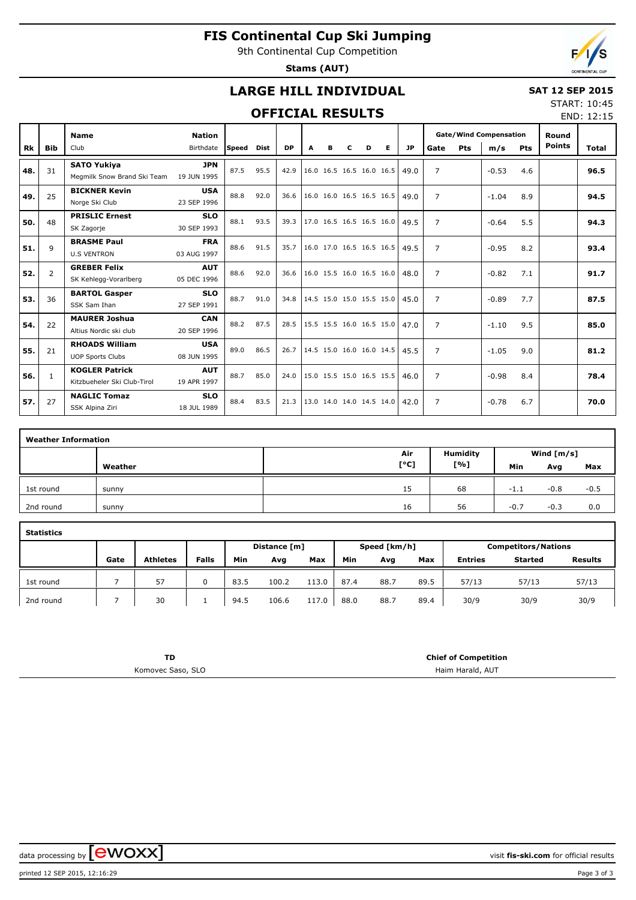# FIS Continental Cup Ski Jumping

9th Continental Cup Competition

**Stams (AUT)**

## LARGE HILL INDIVIDUAL

**SAT 12 SEP 2015**

START: 10:45
END: 12:15

## OFFICIAL RESULTS

| Rk | Bib | Name / Club | Nation / Birthdate | Speed | Dist | DP | A | B | C | D | E | JP | Gate | Gate Pts | Wind m/s | Wind Pts | Round Points | Total |
|---|---|---|---|---|---|---|---|---|---|---|---|---|---|---|---|---|---|---|
| 48. | 31 | **SATO Yukiya** Megmilk Snow Brand Ski Team | **JPN** 19 JUN 1995 | 87.5 | 95.5 | 42.9 | 16.0 | 16.5 | 16.5 | 16.0 | 16.5 | 49.0 | 7 | | -0.53 | 4.6 | | **96.5** |
| 49. | 25 | **BICKNER Kevin** Norge Ski Club | **USA** 23 SEP 1996 | 88.8 | 92.0 | 36.6 | 16.0 | 16.0 | 16.5 | 16.5 | 16.5 | 49.0 | 7 | | -1.04 | 8.9 | | **94.5** |
| 50. | 48 | **PRISLIC Ernest** SK Zagorje | **SLO** 30 SEP 1993 | 88.1 | 93.5 | 39.3 | 17.0 | 16.5 | 16.5 | 16.5 | 16.0 | 49.5 | 7 | | -0.64 | 5.5 | | **94.3** |
| 51. | 9 | **BRASME Paul** U.S VENTRON | **FRA** 03 AUG 1997 | 88.6 | 91.5 | 35.7 | 16.0 | 17.0 | 16.5 | 16.5 | 16.5 | 49.5 | 7 | | -0.95 | 8.2 | | **93.4** |
| 52. | 2 | **GREBER Felix** SK Kehlegg-Vorarlberg | **AUT** 05 DEC 1996 | 88.6 | 92.0 | 36.6 | 16.0 | 15.5 | 16.0 | 16.5 | 16.0 | 48.0 | 7 | | -0.82 | 7.1 | | **91.7** |
| 53. | 36 | **BARTOL Gasper** SSK Sam Ihan | **SLO** 27 SEP 1991 | 88.7 | 91.0 | 34.8 | 14.5 | 15.0 | 15.0 | 15.5 | 15.0 | 45.0 | 7 | | -0.89 | 7.7 | | **87.5** |
| 54. | 22 | **MAURER Joshua** Altius Nordic ski club | **CAN** 20 SEP 1996 | 88.2 | 87.5 | 28.5 | 15.5 | 15.5 | 16.0 | 16.5 | 15.0 | 47.0 | 7 | | -1.10 | 9.5 | | **85.0** |
| 55. | 21 | **RHOADS William** UOP Sports Clubs | **USA** 08 JUN 1995 | 89.0 | 86.5 | 26.7 | 14.5 | 15.0 | 16.0 | 16.0 | 14.5 | 45.5 | 7 | | -1.05 | 9.0 | | **81.2** |
| 56. | 1 | **KOGLER Patrick** Kitzbueheler Ski Club-Tirol | **AUT** 19 APR 1997 | 88.7 | 85.0 | 24.0 | 15.0 | 15.5 | 15.0 | 16.5 | 15.5 | 46.0 | 7 | | -0.98 | 8.4 | | **78.4** |
| 57. | 27 | **NAGLIC Tomaz** SSK Alpina Ziri | **SLO** 18 JUL 1989 | 88.4 | 83.5 | 21.3 | 13.0 | 14.0 | 14.0 | 14.5 | 14.0 | 42.0 | 7 | | -0.78 | 6.7 | | **70.0** |

### Weather Information

| | Weather | Air [°C] | Humidity [%] | Wind Min [m/s] | Wind Avg [m/s] | Wind Max [m/s] |
|---|---|---|---|---|---|---|
| 1st round | sunny | 15 | 68 | -1.1 | -0.8 | -0.5 |
| 2nd round | sunny | 16 | 56 | -0.7 | -0.3 | 0.0 |

### Statistics

| | Gate | Athletes | Falls | Distance Min [m] | Distance Avg [m] | Distance Max [m] | Speed Min [km/h] | Speed Avg [km/h] | Speed Max [km/h] | Entries | Started | Results |
|---|---|---|---|---|---|---|---|---|---|---|---|---|
| 1st round | 7 | 57 | 0 | 83.5 | 100.2 | 113.0 | 87.4 | 88.7 | 89.5 | 57/13 | 57/13 | 57/13 |
| 2nd round | 7 | 30 | 1 | 94.5 | 106.6 | 117.0 | 88.0 | 88.7 | 89.4 | 30/9 | 30/9 | 30/9 |

**TD**
Komovec Saso, SLO

**Chief of Competition**
Haim Harald, AUT

data processing by ewoxx — visit **fis-ski.com** for official results

printed 12 SEP 2015, 12:16:29